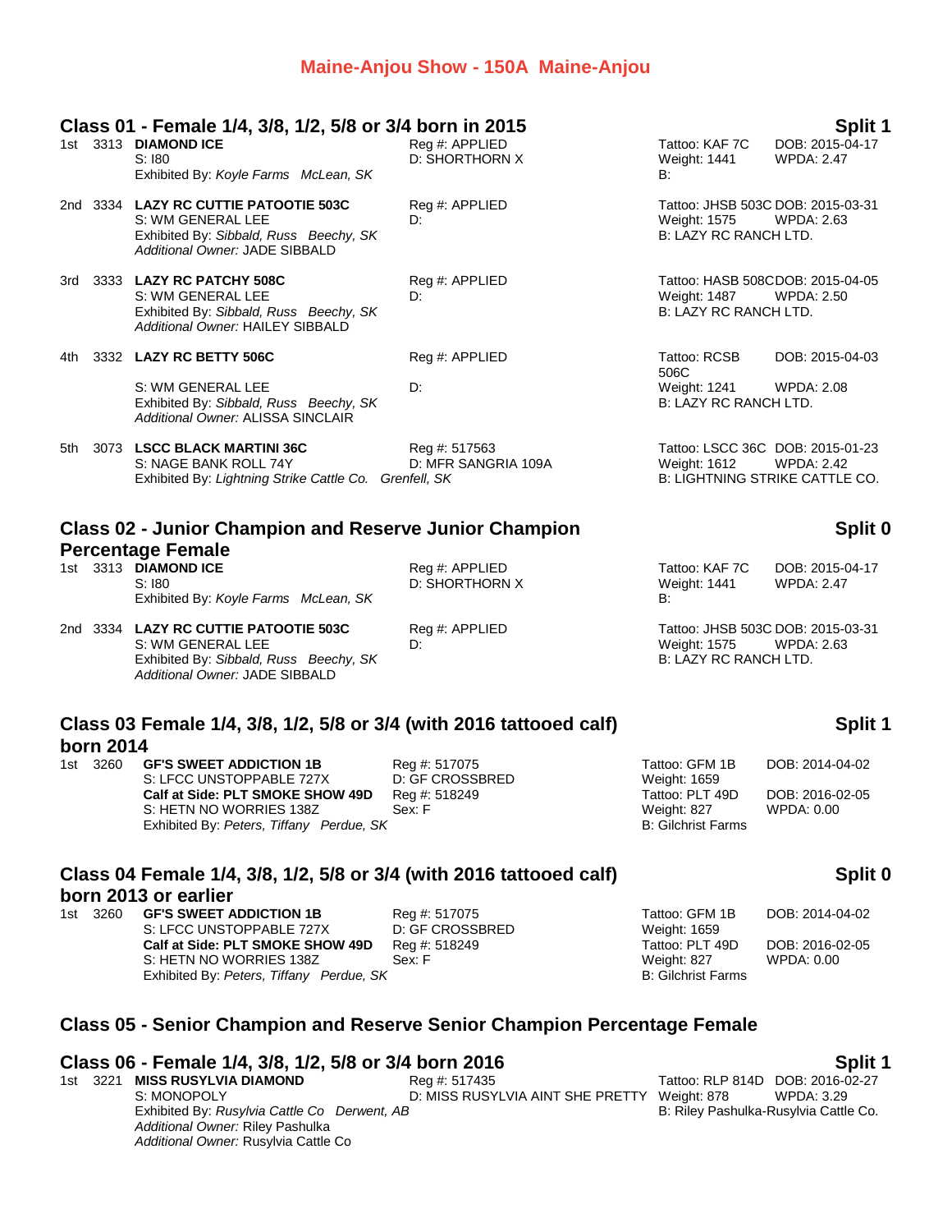# Maine-Anjou Show - 150A Maine-Anjou

## Class 01 - Female 1/4, 3/8, 1/2, 5/8 or 3/4 born in 2015 — Split 1

1st 3313 **DIAMOND ICE**
S: I80
Exhibited By: *Koyle Farms McLean, SK*
Reg #: APPLIED
D: SHORTHORN X
Tattoo: KAF 7C DOB: 2015-04-17
Weight: 1441 WPDA: 2.47
B:

2nd 3334 **LAZY RC CUTTIE PATOOTIE 503C**
S: WM GENERAL LEE
Exhibited By: *Sibbald, Russ Beechy, SK*
*Additional Owner:* JADE SIBBALD
Reg #: APPLIED
D:
Tattoo: JHSB 503C DOB: 2015-03-31
Weight: 1575 WPDA: 2.63
B: LAZY RC RANCH LTD.

3rd 3333 **LAZY RC PATCHY 508C**
S: WM GENERAL LEE
Exhibited By: *Sibbald, Russ Beechy, SK*
*Additional Owner:* HAILEY SIBBALD
Reg #: APPLIED
D:
Tattoo: HASB 508C DOB: 2015-04-05
Weight: 1487 WPDA: 2.50
B: LAZY RC RANCH LTD.

4th 3332 **LAZY RC BETTY 506C**
S: WM GENERAL LEE
Exhibited By: *Sibbald, Russ Beechy, SK*
*Additional Owner:* ALISSA SINCLAIR
Reg #: APPLIED
D:
Tattoo: RCSB 506C DOB: 2015-04-03
Weight: 1241 WPDA: 2.08
B: LAZY RC RANCH LTD.

5th 3073 **LSCC BLACK MARTINI 36C**
S: NAGE BANK ROLL 74Y
Exhibited By: *Lightning Strike Cattle Co. Grenfell, SK*
Reg #: 517563
D: MFR SANGRIA 109A
Tattoo: LSCC 36C DOB: 2015-01-23
Weight: 1612 WPDA: 2.42
B: LIGHTNING STRIKE CATTLE CO.

## Class 02 - Junior Champion and Reserve Junior Champion Percentage Female — Split 0

1st 3313 **DIAMOND ICE**
S: I80
Exhibited By: *Koyle Farms McLean, SK*
Reg #: APPLIED
D: SHORTHORN X
Tattoo: KAF 7C DOB: 2015-04-17
Weight: 1441 WPDA: 2.47
B:

2nd 3334 **LAZY RC CUTTIE PATOOTIE 503C**
S: WM GENERAL LEE
Exhibited By: *Sibbald, Russ Beechy, SK*
*Additional Owner:* JADE SIBBALD
Reg #: APPLIED
D:
Tattoo: JHSB 503C DOB: 2015-03-31
Weight: 1575 WPDA: 2.63
B: LAZY RC RANCH LTD.

## Class 03 Female 1/4, 3/8, 1/2, 5/8 or 3/4 (with 2016 tattooed calf) born 2014 — Split 1

1st 3260 **GF'S SWEET ADDICTION 1B**
S: LFCC UNSTOPPABLE 727X
Reg #: 517075
D: GF CROSSBRED
Tattoo: GFM 1B DOB: 2014-04-02
Weight: 1659
**Calf at Side: PLT SMOKE SHOW 49D**
S: HETN NO WORRIES 138Z
Reg #: 518249
Sex: F
Tattoo: PLT 49D DOB: 2016-02-05
Weight: 827 WPDA: 0.00
Exhibited By: *Peters, Tiffany Perdue, SK*
B: Gilchrist Farms

## Class 04 Female 1/4, 3/8, 1/2, 5/8 or 3/4 (with 2016 tattooed calf) born 2013 or earlier — Split 0

1st 3260 **GF'S SWEET ADDICTION 1B**
S: LFCC UNSTOPPABLE 727X
Reg #: 517075
D: GF CROSSBRED
Tattoo: GFM 1B DOB: 2014-04-02
Weight: 1659
**Calf at Side: PLT SMOKE SHOW 49D**
S: HETN NO WORRIES 138Z
Reg #: 518249
Sex: F
Tattoo: PLT 49D DOB: 2016-02-05
Weight: 827 WPDA: 0.00
Exhibited By: *Peters, Tiffany Perdue, SK*
B: Gilchrist Farms

## Class 05 - Senior Champion and Reserve Senior Champion Percentage Female

## Class 06 - Female 1/4, 3/8, 1/2, 5/8 or 3/4 born 2016 — Split 1

1st 3221 **MISS RUSYLVIA DIAMOND**
S: MONOPOLY
Exhibited By: *Rusylvia Cattle Co Derwent, AB*
*Additional Owner:* Riley Pashulka
*Additional Owner:* Rusylvia Cattle Co
Reg #: 517435
D: MISS RUSYLVIA AINT SHE PRETTY
Tattoo: RLP 814D DOB: 2016-02-27
Weight: 878 WPDA: 3.29
B: Riley Pashulka-Rusylvia Cattle Co.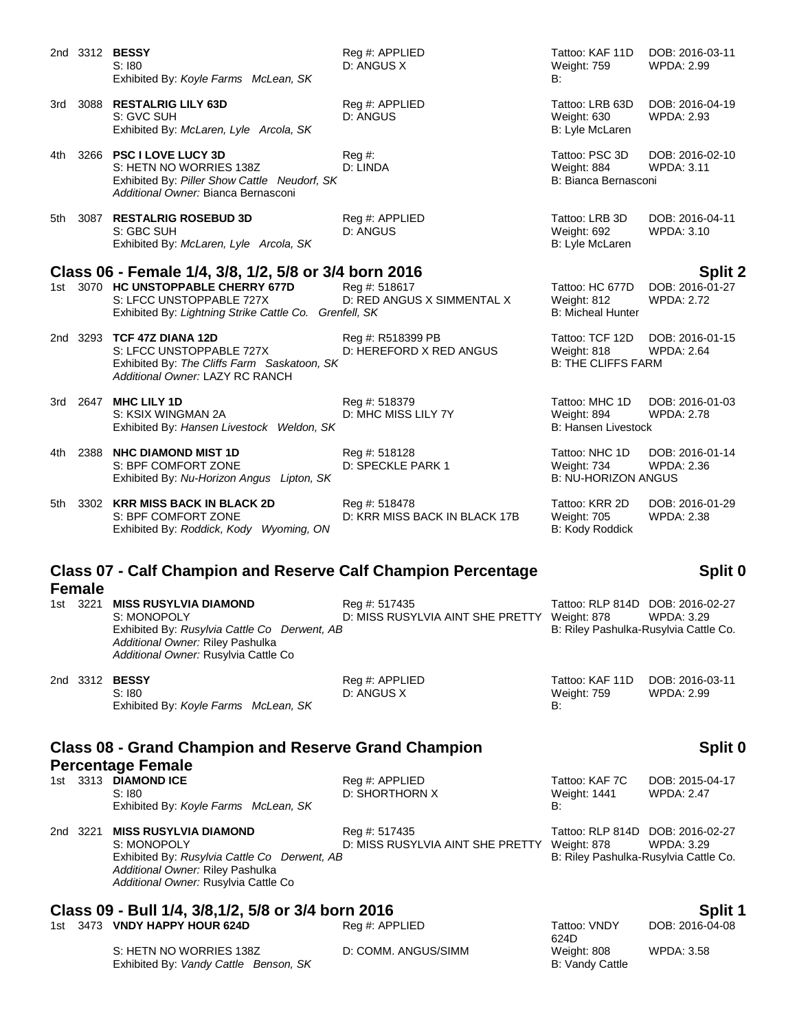2nd 3312 **BESSY** Reg #: APPLIED Tattoo: KAF 11D DOB: 2016-03-11
S: I80 D: ANGUS X Weight: 759 WPDA: 2.99
Exhibited By: *Koyle Farms McLean, SK* B:

3rd 3088 **RESTALRIG LILY 63D** Reg #: APPLIED Tattoo: LRB 63D DOB: 2016-04-19
S: GVC SUH D: ANGUS Weight: 630 WPDA: 2.93
Exhibited By: *McLaren, Lyle Arcola, SK* B: Lyle McLaren

4th 3266 **PSC I LOVE LUCY 3D** Reg #: Tattoo: PSC 3D DOB: 2016-02-10
S: HETN NO WORRIES 138Z D: LINDA Weight: 884 WPDA: 3.11
Exhibited By: *Piller Show Cattle Neudorf, SK* B: Bianca Bernasconi
*Additional Owner:* Bianca Bernasconi

5th 3087 **RESTALRIG ROSEBUD 3D** Reg #: APPLIED Tattoo: LRB 3D DOB: 2016-04-11
S: GBC SUH D: ANGUS Weight: 692 WPDA: 3.10
Exhibited By: *McLaren, Lyle Arcola, SK* B: Lyle McLaren

## Class 06 - Female 1/4, 3/8, 1/2, 5/8 or 3/4 born 2016 — Split 2

1st 3070 **HC UNSTOPPABLE CHERRY 677D** Reg #: 518617 Tattoo: HC 677D DOB: 2016-01-27
S: LFCC UNSTOPPABLE 727X D: RED ANGUS X SIMMENTAL X Weight: 812 WPDA: 2.72
Exhibited By: *Lightning Strike Cattle Co. Grenfell, SK* B: Micheal Hunter

2nd 3293 **TCF 47Z DIANA 12D** Reg #: R518399 PB Tattoo: TCF 12D DOB: 2016-01-15
S: LFCC UNSTOPPABLE 727X D: HEREFORD X RED ANGUS Weight: 818 WPDA: 2.64
Exhibited By: *The Cliffs Farm Saskatoon, SK* B: THE CLIFFS FARM
*Additional Owner:* LAZY RC RANCH

3rd 2647 **MHC LILY 1D** Reg #: 518379 Tattoo: MHC 1D DOB: 2016-01-03
S: KSIX WINGMAN 2A D: MHC MISS LILY 7Y Weight: 894 WPDA: 2.78
Exhibited By: *Hansen Livestock Weldon, SK* B: Hansen Livestock

4th 2388 **NHC DIAMOND MIST 1D** Reg #: 518128 Tattoo: NHC 1D DOB: 2016-01-14
S: BPF COMFORT ZONE D: SPECKLE PARK 1 Weight: 734 WPDA: 2.36
Exhibited By: *Nu-Horizon Angus Lipton, SK* B: NU-HORIZON ANGUS

5th 3302 **KRR MISS BACK IN BLACK 2D** Reg #: 518478 Tattoo: KRR 2D DOB: 2016-01-29
S: BPF COMFORT ZONE D: KRR MISS BACK IN BLACK 17B Weight: 705 WPDA: 2.38
Exhibited By: *Roddick, Kody Wyoming, ON* B: Kody Roddick

## Class 07 - Calf Champion and Reserve Calf Champion Percentage Female — Split 0

1st 3221 **MISS RUSYLVIA DIAMOND** Reg #: 517435 Tattoo: RLP 814D DOB: 2016-02-27
S: MONOPOLY D: MISS RUSYLVIA AINT SHE PRETTY Weight: 878 WPDA: 3.29
Exhibited By: *Rusylvia Cattle Co Derwent, AB* B: Riley Pashulka-Rusylvia Cattle Co.
*Additional Owner:* Riley Pashulka
*Additional Owner:* Rusylvia Cattle Co

2nd 3312 **BESSY** Reg #: APPLIED Tattoo: KAF 11D DOB: 2016-03-11
S: I80 D: ANGUS X Weight: 759 WPDA: 2.99
Exhibited By: *Koyle Farms McLean, SK* B:

## Class 08 - Grand Champion and Reserve Grand Champion Percentage Female — Split 0

1st 3313 **DIAMOND ICE** Reg #: APPLIED Tattoo: KAF 7C DOB: 2015-04-17
S: I80 D: SHORTHORN X Weight: 1441 WPDA: 2.47
Exhibited By: *Koyle Farms McLean, SK* B:

2nd 3221 **MISS RUSYLVIA DIAMOND** Reg #: 517435 Tattoo: RLP 814D DOB: 2016-02-27
S: MONOPOLY D: MISS RUSYLVIA AINT SHE PRETTY Weight: 878 WPDA: 3.29
Exhibited By: *Rusylvia Cattle Co Derwent, AB* B: Riley Pashulka-Rusylvia Cattle Co.
*Additional Owner:* Riley Pashulka
*Additional Owner:* Rusylvia Cattle Co

## Class 09 - Bull 1/4, 3/8,1/2, 5/8 or 3/4 born 2016 — Split 1

1st 3473 **VNDY HAPPY HOUR 624D** Reg #: APPLIED Tattoo: VNDY 624D DOB: 2016-04-08
S: HETN NO WORRIES 138Z D: COMM. ANGUS/SIMM Weight: 808 WPDA: 3.58
Exhibited By: *Vandy Cattle Benson, SK* B: Vandy Cattle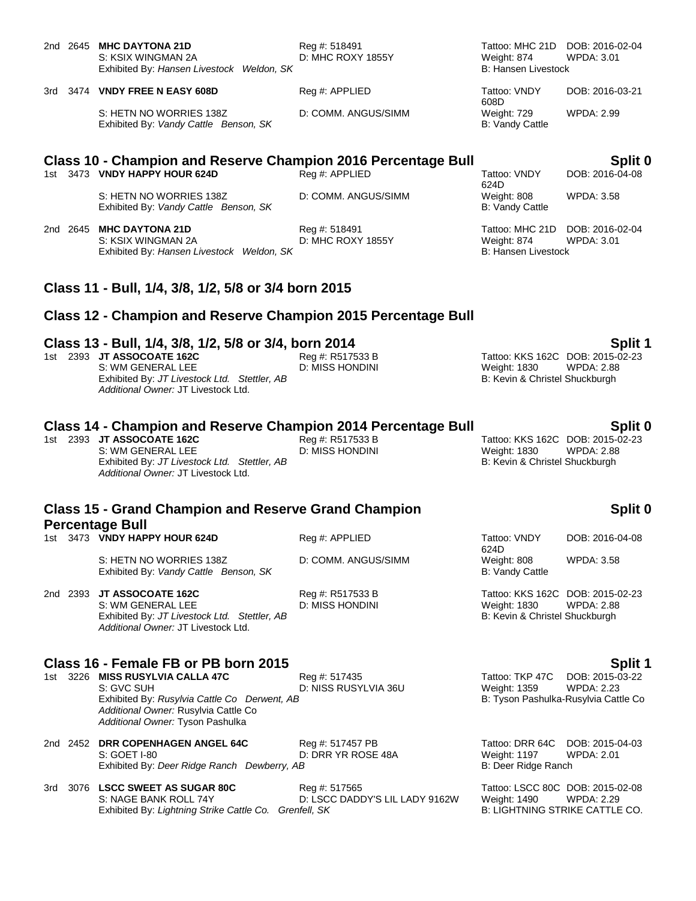2nd 2645 **MHC DAYTONA 21D** Reg #: 518491 Tattoo: MHC 21D DOB: 2016-02-04
S: KSIX WINGMAN 2A D: MHC ROXY 1855Y Weight: 874 WPDA: 3.01
Exhibited By: *Hansen Livestock Weldon, SK* B: Hansen Livestock

3rd 3474 **VNDY FREE N EASY 608D** Reg #: APPLIED Tattoo: VNDY 608D DOB: 2016-03-21
S: HETN NO WORRIES 138Z D: COMM. ANGUS/SIMM Weight: 729 WPDA: 2.99
Exhibited By: *Vandy Cattle Benson, SK* B: Vandy Cattle

## Class 10 - Champion and Reserve Champion 2016 Percentage Bull — Split 0

1st 3473 **VNDY HAPPY HOUR 624D** Reg #: APPLIED Tattoo: VNDY 624D DOB: 2016-04-08
S: HETN NO WORRIES 138Z D: COMM. ANGUS/SIMM Weight: 808 WPDA: 3.58
Exhibited By: *Vandy Cattle Benson, SK* B: Vandy Cattle

2nd 2645 **MHC DAYTONA 21D** Reg #: 518491 Tattoo: MHC 21D DOB: 2016-02-04
S: KSIX WINGMAN 2A D: MHC ROXY 1855Y Weight: 874 WPDA: 3.01
Exhibited By: *Hansen Livestock Weldon, SK* B: Hansen Livestock

## Class 11 - Bull, 1/4, 3/8, 1/2, 5/8 or 3/4 born 2015

## Class 12 - Champion and Reserve Champion 2015 Percentage Bull

## Class 13 - Bull, 1/4, 3/8, 1/2, 5/8 or 3/4, born 2014 — Split 1

1st 2393 **JT ASSOCOATE 162C** Reg #: R517533 B Tattoo: KKS 162C DOB: 2015-02-23
S: WM GENERAL LEE D: MISS HONDINI Weight: 1830 WPDA: 2.88
Exhibited By: *JT Livestock Ltd. Stettler, AB* B: Kevin & Christel Shuckburgh
*Additional Owner:* JT Livestock Ltd.

## Class 14 - Champion and Reserve Champion 2014 Percentage Bull — Split 0

1st 2393 **JT ASSOCOATE 162C** Reg #: R517533 B Tattoo: KKS 162C DOB: 2015-02-23
S: WM GENERAL LEE D: MISS HONDINI Weight: 1830 WPDA: 2.88
Exhibited By: *JT Livestock Ltd. Stettler, AB* B: Kevin & Christel Shuckburgh
*Additional Owner:* JT Livestock Ltd.

## Class 15 - Grand Champion and Reserve Grand Champion Percentage Bull — Split 0

1st 3473 **VNDY HAPPY HOUR 624D** Reg #: APPLIED Tattoo: VNDY 624D DOB: 2016-04-08
S: HETN NO WORRIES 138Z D: COMM. ANGUS/SIMM Weight: 808 WPDA: 3.58
Exhibited By: *Vandy Cattle Benson, SK* B: Vandy Cattle

2nd 2393 **JT ASSOCOATE 162C** Reg #: R517533 B Tattoo: KKS 162C DOB: 2015-02-23
S: WM GENERAL LEE D: MISS HONDINI Weight: 1830 WPDA: 2.88
Exhibited By: *JT Livestock Ltd. Stettler, AB* B: Kevin & Christel Shuckburgh
*Additional Owner:* JT Livestock Ltd.

## Class 16 - Female FB or PB born 2015 — Split 1

1st 3226 **MISS RUSYLVIA CALLA 47C** Reg #: 517435 Tattoo: TKP 47C DOB: 2015-03-22
S: GVC SUH D: NISS RUSYLVIA 36U Weight: 1359 WPDA: 2.23
Exhibited By: *Rusylvia Cattle Co Derwent, AB* B: Tyson Pashulka-Rusylvia Cattle Co
*Additional Owner:* Rusylvia Cattle Co
*Additional Owner:* Tyson Pashulka

2nd 2452 **DRR COPENHAGEN ANGEL 64C** Reg #: 517457 PB Tattoo: DRR 64C DOB: 2015-04-03
S: GOET I-80 D: DRR YR ROSE 48A Weight: 1197 WPDA: 2.01
Exhibited By: *Deer Ridge Ranch Dewberry, AB* B: Deer Ridge Ranch

3rd 3076 **LSCC SWEET AS SUGAR 80C** Reg #: 517565 Tattoo: LSCC 80C DOB: 2015-02-08
S: NAGE BANK ROLL 74Y D: LSCC DADDY'S LIL LADY 9162W Weight: 1490 WPDA: 2.29
Exhibited By: *Lightning Strike Cattle Co. Grenfell, SK* B: LIGHTNING STRIKE CATTLE CO.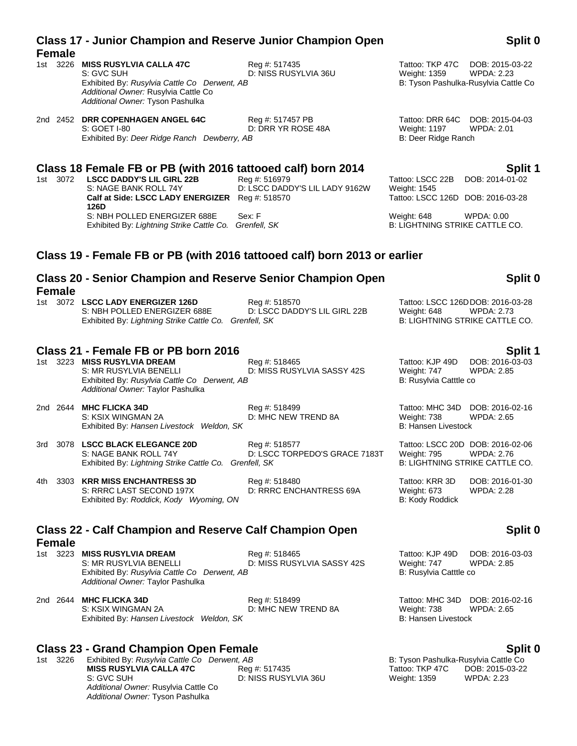## Class 17 - Junior Champion and Reserve Junior Champion Open Female — Split 0

1st 3226 **MISS RUSYLVIA CALLA 47C** Reg #: 517435 Tattoo: TKP 47C DOB: 2015-03-22
S: GVC SUH D: NISS RUSYLVIA 36U Weight: 1359 WPDA: 2.23
Exhibited By: *Rusylvia Cattle Co Derwent, AB* B: Tyson Pashulka-Rusylvia Cattle Co
*Additional Owner:* Rusylvia Cattle Co
*Additional Owner:* Tyson Pashulka

2nd 2452 **DRR COPENHAGEN ANGEL 64C** Reg #: 517457 PB Tattoo: DRR 64C DOB: 2015-04-03
S: GOET I-80 D: DRR YR ROSE 48A Weight: 1197 WPDA: 2.01
Exhibited By: *Deer Ridge Ranch Dewberry, AB* B: Deer Ridge Ranch

## Class 18 Female FB or PB (with 2016 tattooed calf) born 2014 — Split 1

1st 3072 **LSCC DADDY'S LIL GIRL 22B** Reg #: 516979 Tattoo: LSCC 22B DOB: 2014-01-02
S: NAGE BANK ROLL 74Y D: LSCC DADDY'S LIL LADY 9162W Weight: 1545
**Calf at Side: LSCC LADY ENERGIZER 126D** Reg #: 518570 Tattoo: LSCC 126D DOB: 2016-03-28
S: NBH POLLED ENERGIZER 688E Sex: F Weight: 648 WPDA: 0.00
Exhibited By: *Lightning Strike Cattle Co. Grenfell, SK* B: LIGHTNING STRIKE CATTLE CO.

## Class 19 - Female FB or PB (with 2016 tattooed calf) born 2013 or earlier

## Class 20 - Senior Champion and Reserve Senior Champion Open Female — Split 0

1st 3072 **LSCC LADY ENERGIZER 126D** Reg #: 518570 Tattoo: LSCC 126D DOB: 2016-03-28
S: NBH POLLED ENERGIZER 688E D: LSCC DADDY'S LIL GIRL 22B Weight: 648 WPDA: 2.73
Exhibited By: *Lightning Strike Cattle Co. Grenfell, SK* B: LIGHTNING STRIKE CATTLE CO.

## Class 21 - Female FB or PB born 2016 — Split 1

1st 3223 **MISS RUSYLVIA DREAM** Reg #: 518465 Tattoo: KJP 49D DOB: 2016-03-03
S: MR RUSYLVIA BENELLI D: MISS RUSYLVIA SASSY 42S Weight: 747 WPDA: 2.85
Exhibited By: *Rusylvia Cattle Co Derwent, AB* B: Rusylvia Catttle co
*Additional Owner:* Taylor Pashulka

2nd 2644 **MHC FLICKA 34D** Reg #: 518499 Tattoo: MHC 34D DOB: 2016-02-16
S: KSIX WINGMAN 2A D: MHC NEW TREND 8A Weight: 738 WPDA: 2.65
Exhibited By: *Hansen Livestock Weldon, SK* B: Hansen Livestock

3rd 3078 **LSCC BLACK ELEGANCE 20D** Reg #: 518577 Tattoo: LSCC 20D DOB: 2016-02-06
S: NAGE BANK ROLL 74Y D: LSCC TORPEDO'S GRACE 7183T Weight: 795 WPDA: 2.76
Exhibited By: *Lightning Strike Cattle Co. Grenfell, SK* B: LIGHTNING STRIKE CATTLE CO.

4th 3303 **KRR MISS ENCHANTRESS 3D** Reg #: 518480 Tattoo: KRR 3D DOB: 2016-01-30
S: RRRC LAST SECOND 197X D: RRRC ENCHANTRESS 69A Weight: 673 WPDA: 2.28
Exhibited By: *Roddick, Kody Wyoming, ON* B: Kody Roddick

## Class 22 - Calf Champion and Reserve Calf Champion Open Female — Split 0

1st 3223 **MISS RUSYLVIA DREAM** Reg #: 518465 Tattoo: KJP 49D DOB: 2016-03-03
S: MR RUSYLVIA BENELLI D: MISS RUSYLVIA SASSY 42S Weight: 747 WPDA: 2.85
Exhibited By: *Rusylvia Cattle Co Derwent, AB* B: Rusylvia Catttle co
*Additional Owner:* Taylor Pashulka

2nd 2644 **MHC FLICKA 34D** Reg #: 518499 Tattoo: MHC 34D DOB: 2016-02-16
S: KSIX WINGMAN 2A D: MHC NEW TREND 8A Weight: 738 WPDA: 2.65
Exhibited By: *Hansen Livestock Weldon, SK* B: Hansen Livestock

## Class 23 - Grand Champion Open Female — Split 0

1st 3226 Exhibited By: *Rusylvia Cattle Co Derwent, AB* B: Tyson Pashulka-Rusylvia Cattle Co
**MISS RUSYLVIA CALLA 47C** Reg #: 517435 Tattoo: TKP 47C DOB: 2015-03-22
S: GVC SUH D: NISS RUSYLVIA 36U Weight: 1359 WPDA: 2.23
*Additional Owner:* Rusylvia Cattle Co
*Additional Owner:* Tyson Pashulka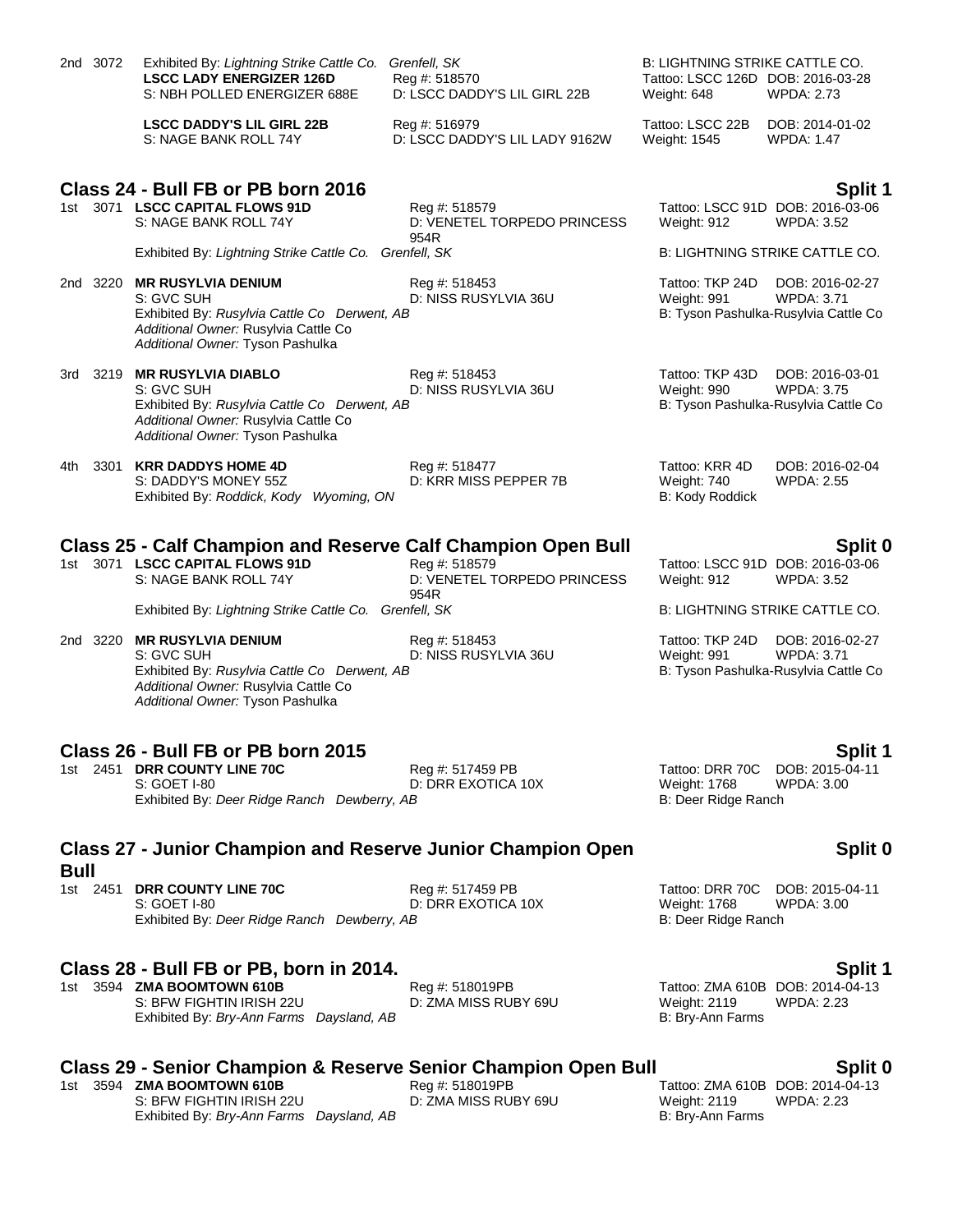2nd 3072 Exhibited By: *Lightning Strike Cattle Co. Grenfell, SK* | B: LIGHTNING STRIKE CATTLE CO.

**LSCC LADY ENERGIZER 126D** | Reg #: 518570 | Tattoo: LSCC 126D | DOB: 2016-03-28
S: NBH POLLED ENERGIZER 688E | D: LSCC DADDY'S LIL GIRL 22B | Weight: 648 | WPDA: 2.73

**LSCC DADDY'S LIL GIRL 22B** | Reg #: 516979 | Tattoo: LSCC 22B | DOB: 2014-01-02
S: NAGE BANK ROLL 74Y | D: LSCC DADDY'S LIL LADY 9162W | Weight: 1545 | WPDA: 1.47

## Class 24 - Bull FB or PB born 2016 — Split 1

1st 3071 **LSCC CAPITAL FLOWS 91D** | Reg #: 518579 | Tattoo: LSCC 91D | DOB: 2016-03-06
S: NAGE BANK ROLL 74Y | D: VENETEL TORPEDO PRINCESS 954R | Weight: 912 | WPDA: 3.52
Exhibited By: *Lightning Strike Cattle Co. Grenfell, SK* | B: LIGHTNING STRIKE CATTLE CO.

2nd 3220 **MR RUSYLVIA DENIUM** | Reg #: 518453 | Tattoo: TKP 24D | DOB: 2016-02-27
S: GVC SUH | D: NISS RUSYLVIA 36U | Weight: 991 | WPDA: 3.71
Exhibited By: *Rusylvia Cattle Co Derwent, AB* | B: Tyson Pashulka-Rusylvia Cattle Co
*Additional Owner:* Rusylvia Cattle Co
*Additional Owner:* Tyson Pashulka

3rd 3219 **MR RUSYLVIA DIABLO** | Reg #: 518453 | Tattoo: TKP 43D | DOB: 2016-03-01
S: GVC SUH | D: NISS RUSYLVIA 36U | Weight: 990 | WPDA: 3.75
Exhibited By: *Rusylvia Cattle Co Derwent, AB* | B: Tyson Pashulka-Rusylvia Cattle Co
*Additional Owner:* Rusylvia Cattle Co
*Additional Owner:* Tyson Pashulka

4th 3301 **KRR DADDYS HOME 4D** | Reg #: 518477 | Tattoo: KRR 4D | DOB: 2016-02-04
S: DADDY'S MONEY 55Z | D: KRR MISS PEPPER 7B | Weight: 740 | WPDA: 2.55
Exhibited By: *Roddick, Kody Wyoming, ON* | B: Kody Roddick

## Class 25 - Calf Champion and Reserve Calf Champion Open Bull — Split 0

1st 3071 **LSCC CAPITAL FLOWS 91D** | Reg #: 518579 | Tattoo: LSCC 91D | DOB: 2016-03-06
S: NAGE BANK ROLL 74Y | D: VENETEL TORPEDO PRINCESS 954R | Weight: 912 | WPDA: 3.52
Exhibited By: *Lightning Strike Cattle Co. Grenfell, SK* | B: LIGHTNING STRIKE CATTLE CO.

2nd 3220 **MR RUSYLVIA DENIUM** | Reg #: 518453 | Tattoo: TKP 24D | DOB: 2016-02-27
S: GVC SUH | D: NISS RUSYLVIA 36U | Weight: 991 | WPDA: 3.71
Exhibited By: *Rusylvia Cattle Co Derwent, AB* | B: Tyson Pashulka-Rusylvia Cattle Co
*Additional Owner:* Rusylvia Cattle Co
*Additional Owner:* Tyson Pashulka

## Class 26 - Bull FB or PB born 2015 — Split 1

1st 2451 **DRR COUNTY LINE 70C** | Reg #: 517459 PB | Tattoo: DRR 70C | DOB: 2015-04-11
S: GOET I-80 | D: DRR EXOTICA 10X | Weight: 1768 | WPDA: 3.00
Exhibited By: *Deer Ridge Ranch Dewberry, AB* | B: Deer Ridge Ranch

## Class 27 - Junior Champion and Reserve Junior Champion Open Bull — Split 0

1st 2451 **DRR COUNTY LINE 70C** | Reg #: 517459 PB | Tattoo: DRR 70C | DOB: 2015-04-11
S: GOET I-80 | D: DRR EXOTICA 10X | Weight: 1768 | WPDA: 3.00
Exhibited By: *Deer Ridge Ranch Dewberry, AB* | B: Deer Ridge Ranch

## Class 28 - Bull FB or PB, born in 2014. — Split 1

1st 3594 **ZMA BOOMTOWN 610B** | Reg #: 518019PB | Tattoo: ZMA 610B | DOB: 2014-04-13
S: BFW FIGHTIN IRISH 22U | D: ZMA MISS RUBY 69U | Weight: 2119 | WPDA: 2.23
Exhibited By: *Bry-Ann Farms Daysland, AB* | B: Bry-Ann Farms

## Class 29 - Senior Champion & Reserve Senior Champion Open Bull — Split 0

1st 3594 **ZMA BOOMTOWN 610B** | Reg #: 518019PB | Tattoo: ZMA 610B | DOB: 2014-04-13
S: BFW FIGHTIN IRISH 22U | D: ZMA MISS RUBY 69U | Weight: 2119 | WPDA: 2.23
Exhibited By: *Bry-Ann Farms Daysland, AB* | B: Bry-Ann Farms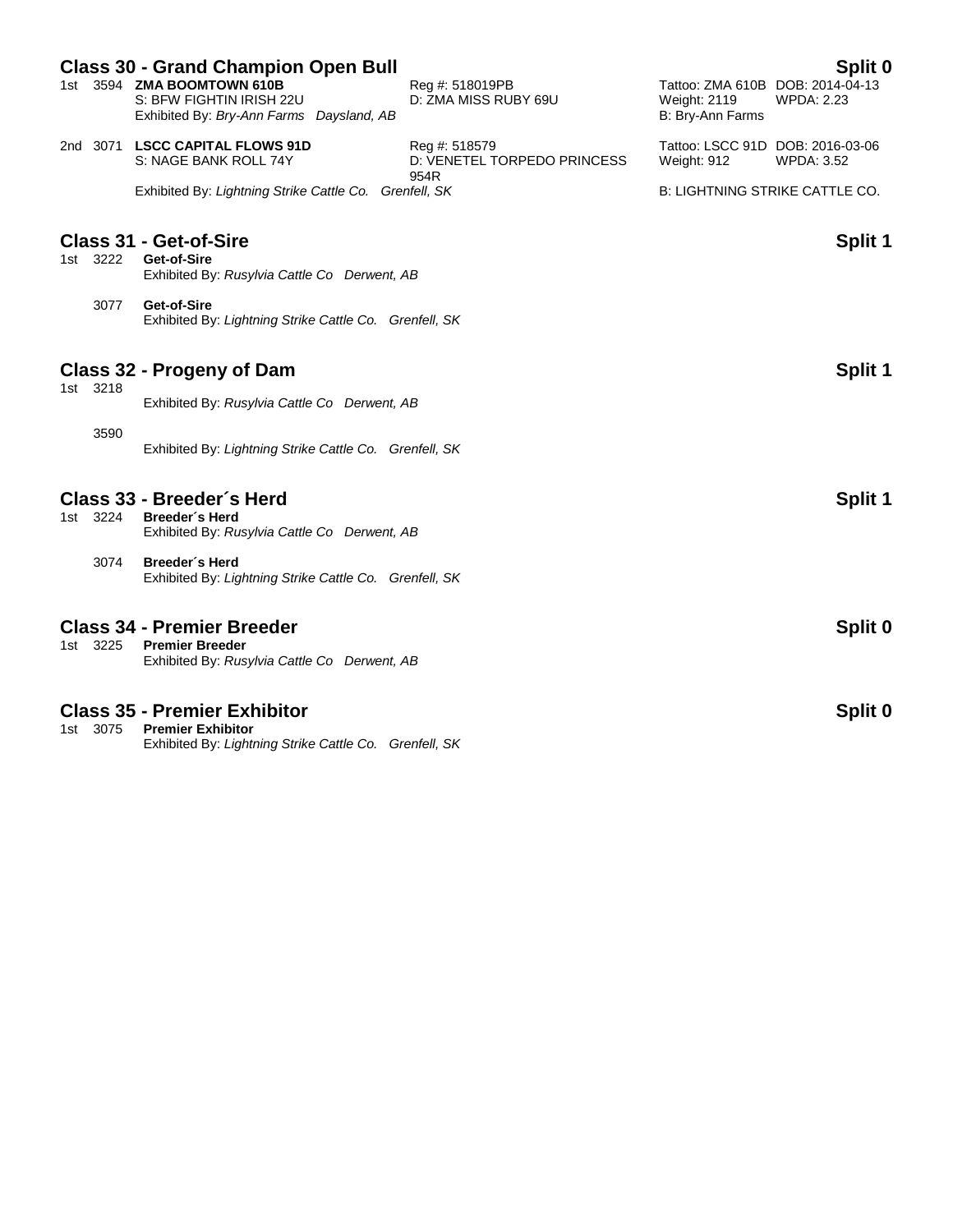## Class 30 - Grand Champion Open Bull

**Split 0**

1st 3594 **ZMA BOOMTOWN 610B** Reg #: 518019PB Tattoo: ZMA 610B DOB: 2014-04-13
S: BFW FIGHTIN IRISH 22U D: ZMA MISS RUBY 69U Weight: 2119 WPDA: 2.23
Exhibited By: *Bry-Ann Farms Daysland, AB* B: Bry-Ann Farms

2nd 3071 **LSCC CAPITAL FLOWS 91D** Reg #: 518579 Tattoo: LSCC 91D DOB: 2016-03-06
S: NAGE BANK ROLL 74Y D: VENETEL TORPEDO PRINCESS 954R Weight: 912 WPDA: 3.52
Exhibited By: *Lightning Strike Cattle Co. Grenfell, SK* B: LIGHTNING STRIKE CATTLE CO.

## Class 31 - Get-of-Sire

**Split 1**

1st 3222 **Get-of-Sire**
Exhibited By: *Rusylvia Cattle Co Derwent, AB*

3077 **Get-of-Sire**
Exhibited By: *Lightning Strike Cattle Co. Grenfell, SK*

## Class 32 - Progeny of Dam

**Split 1**

1st 3218
Exhibited By: *Rusylvia Cattle Co Derwent, AB*

3590
Exhibited By: *Lightning Strike Cattle Co. Grenfell, SK*

## Class 33 - Breeder´s Herd

**Split 1**

1st 3224 **Breeder´s Herd**
Exhibited By: *Rusylvia Cattle Co Derwent, AB*

3074 **Breeder´s Herd**
Exhibited By: *Lightning Strike Cattle Co. Grenfell, SK*

## Class 34 - Premier Breeder

**Split 0**

1st 3225 **Premier Breeder**
Exhibited By: *Rusylvia Cattle Co Derwent, AB*

## Class 35 - Premier Exhibitor

**Split 0**

1st 3075 **Premier Exhibitor**
Exhibited By: *Lightning Strike Cattle Co. Grenfell, SK*